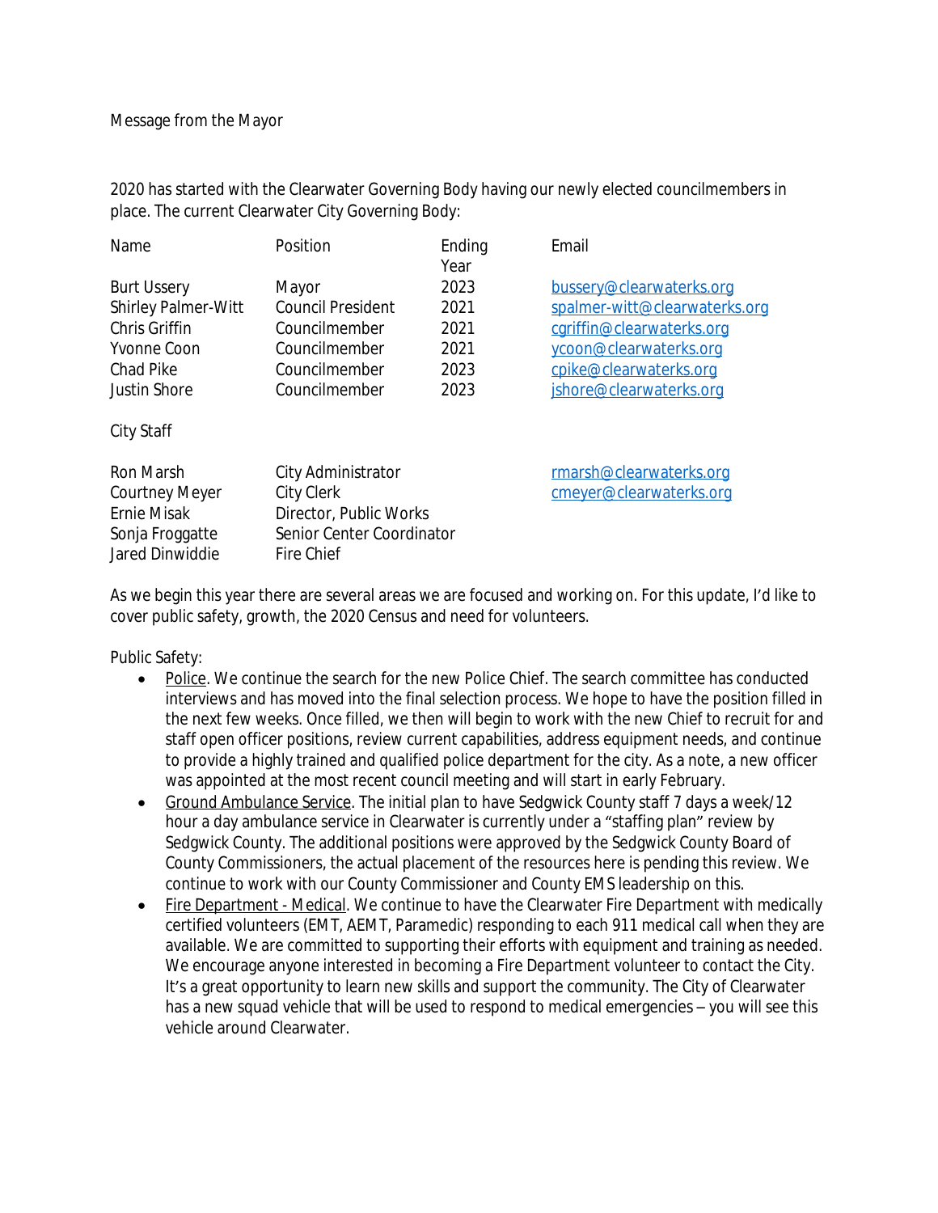Message from the Mayor

2020 has started with the Clearwater Governing Body having our newly elected councilmembers in place. The current Clearwater City Governing Body:

| Name | Position | Ending Year | Email |
|---|---|---|---|
| Burt Ussery | Mayor | 2023 | bussery@clearwaterks.org |
| Shirley Palmer-Witt | Council President | 2021 | spalmer-witt@clearwaterks.org |
| Chris Griffin | Councilmember | 2021 | cgriffin@clearwaterks.org |
| Yvonne Coon | Councilmember | 2021 | ycoon@clearwaterks.org |
| Chad Pike | Councilmember | 2023 | cpike@clearwaterks.org |
| Justin Shore | Councilmember | 2023 | jshore@clearwaterks.org |

City Staff

| Name | Position | Email |
|---|---|---|
| Ron Marsh | City Administrator | rmarsh@clearwaterks.org |
| Courtney Meyer | City Clerk | cmeyer@clearwaterks.org |
| Ernie Misak | Director, Public Works | |
| Sonja Froggatte | Senior Center Coordinator | |
| Jared Dinwiddie | Fire Chief | |

As we begin this year there are several areas we are focused and working on. For this update, I'd like to cover public safety, growth, the 2020 Census and need for volunteers.

Public Safety:

- Police. We continue the search for the new Police Chief. The search committee has conducted interviews and has moved into the final selection process. We hope to have the position filled in the next few weeks. Once filled, we then will begin to work with the new Chief to recruit for and staff open officer positions, review current capabilities, address equipment needs, and continue to provide a highly trained and qualified police department for the city. As a note, a new officer was appointed at the most recent council meeting and will start in early February.
- Ground Ambulance Service. The initial plan to have Sedgwick County staff 7 days a week/12 hour a day ambulance service in Clearwater is currently under a "staffing plan" review by Sedgwick County. The additional positions were approved by the Sedgwick County Board of County Commissioners, the actual placement of the resources here is pending this review. We continue to work with our County Commissioner and County EMS leadership on this.
- Fire Department - Medical. We continue to have the Clearwater Fire Department with medically certified volunteers (EMT, AEMT, Paramedic) responding to each 911 medical call when they are available. We are committed to supporting their efforts with equipment and training as needed. We encourage anyone interested in becoming a Fire Department volunteer to contact the City. It's a great opportunity to learn new skills and support the community. The City of Clearwater has a new squad vehicle that will be used to respond to medical emergencies – you will see this vehicle around Clearwater.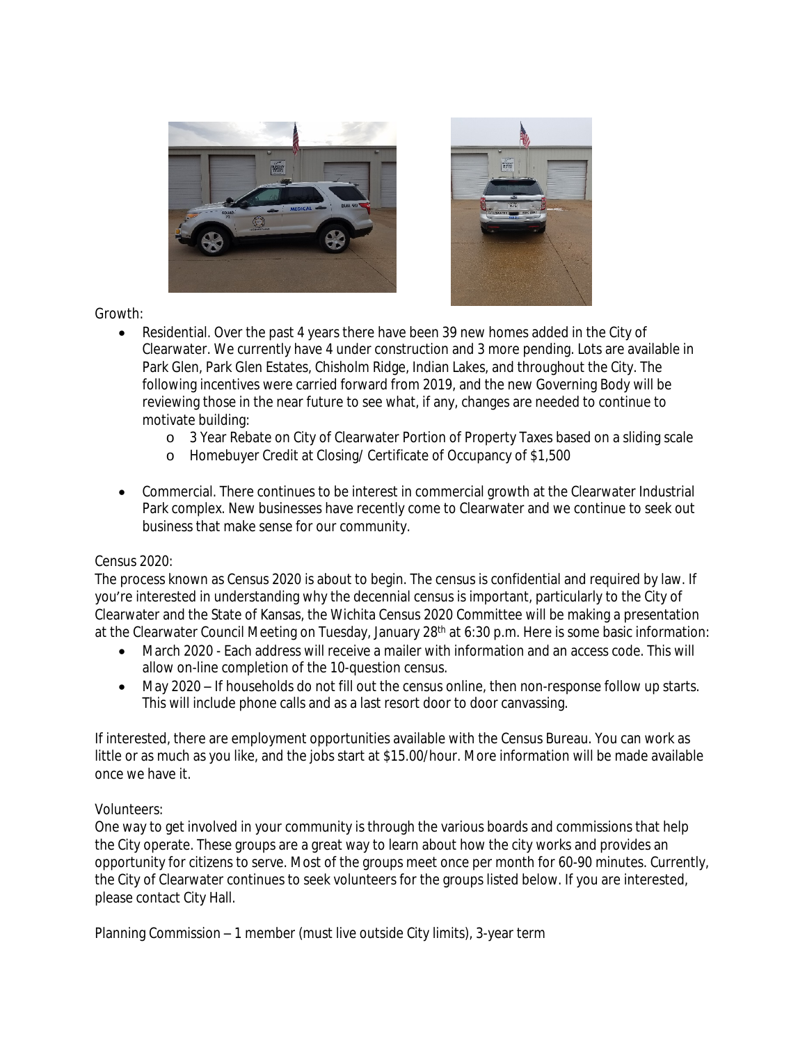Growth:

- Residential. Over the past 4 years there have been 39 new homes added in the City of Clearwater. We currently have 4 under construction and 3 more pending. Lots are available in Park Glen, Park Glen Estates, Chisholm Ridge, Indian Lakes, and throughout the City. The following incentives were carried forward from 2019, and the new Governing Body will be reviewing those in the near future to see what, if any, changes are needed to continue to motivate building:
  - 3 Year Rebate on City of Clearwater Portion of Property Taxes based on a sliding scale
  - Homebuyer Credit at Closing/ Certificate of Occupancy of $1,500
- Commercial. There continues to be interest in commercial growth at the Clearwater Industrial Park complex. New businesses have recently come to Clearwater and we continue to seek out business that make sense for our community.

Census 2020:

The process known as Census 2020 is about to begin. The census is confidential and required by law. If you're interested in understanding why the decennial census is important, particularly to the City of Clearwater and the State of Kansas, the Wichita Census 2020 Committee will be making a presentation at the Clearwater Council Meeting on Tuesday, January 28th at 6:30 p.m. Here is some basic information:

- March 2020 - Each address will receive a mailer with information and an access code. This will allow on-line completion of the 10-question census.
- May 2020 – If households do not fill out the census online, then non-response follow up starts. This will include phone calls and as a last resort door to door canvassing.

If interested, there are employment opportunities available with the Census Bureau. You can work as little or as much as you like, and the jobs start at $15.00/hour. More information will be made available once we have it.

Volunteers:

One way to get involved in your community is through the various boards and commissions that help the City operate. These groups are a great way to learn about how the city works and provides an opportunity for citizens to serve. Most of the groups meet once per month for 60-90 minutes. Currently, the City of Clearwater continues to seek volunteers for the groups listed below. If you are interested, please contact City Hall.

Planning Commission – 1 member (must live outside City limits), 3-year term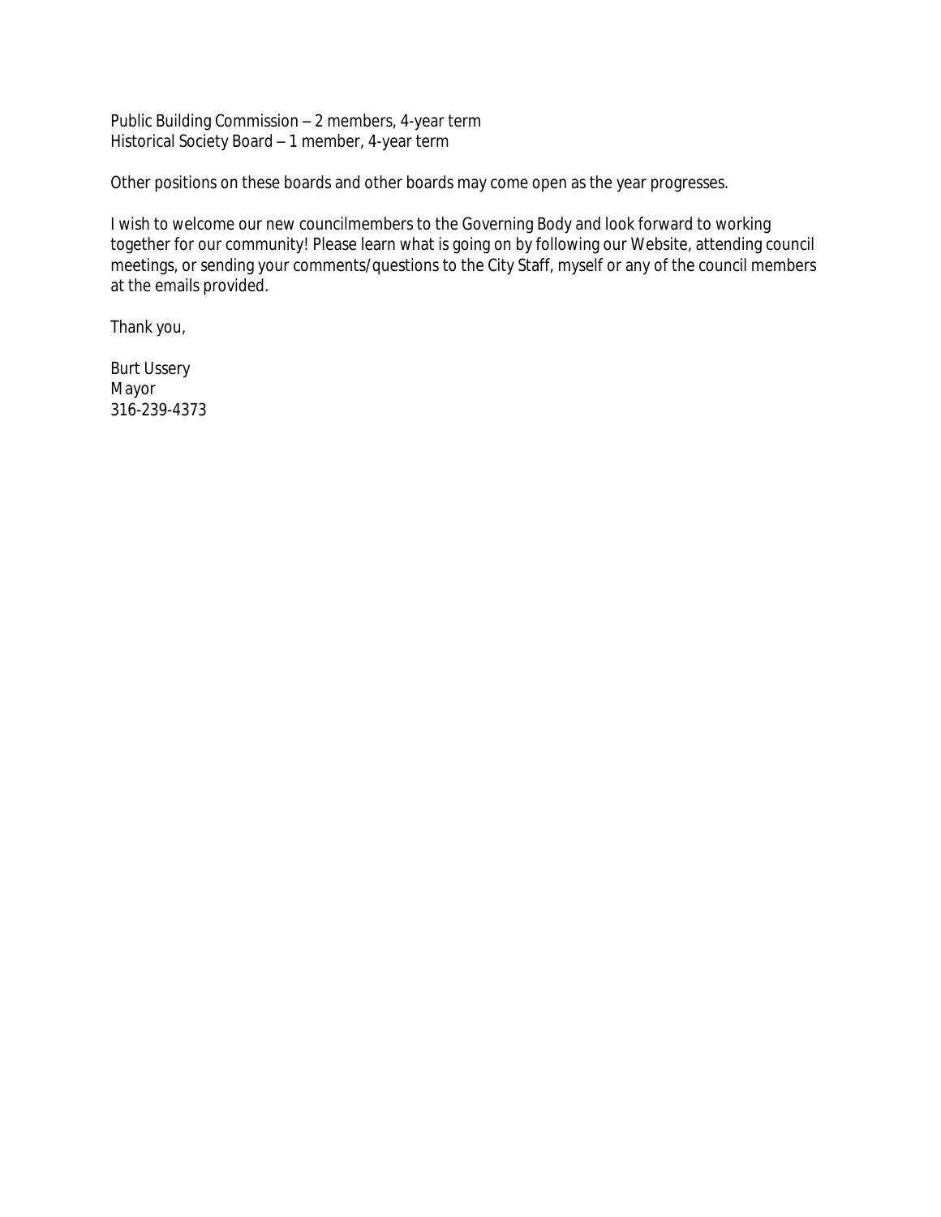Public Building Commission – 2 members, 4-year term
Historical Society Board – 1 member, 4-year term

Other positions on these boards and other boards may come open as the year progresses.

I wish to welcome our new councilmembers to the Governing Body and look forward to working together for our community! Please learn what is going on by following our Website, attending council meetings, or sending your comments/questions to the City Staff, myself or any of the council members at the emails provided.

Thank you,

Burt Ussery
Mayor
316-239-4373